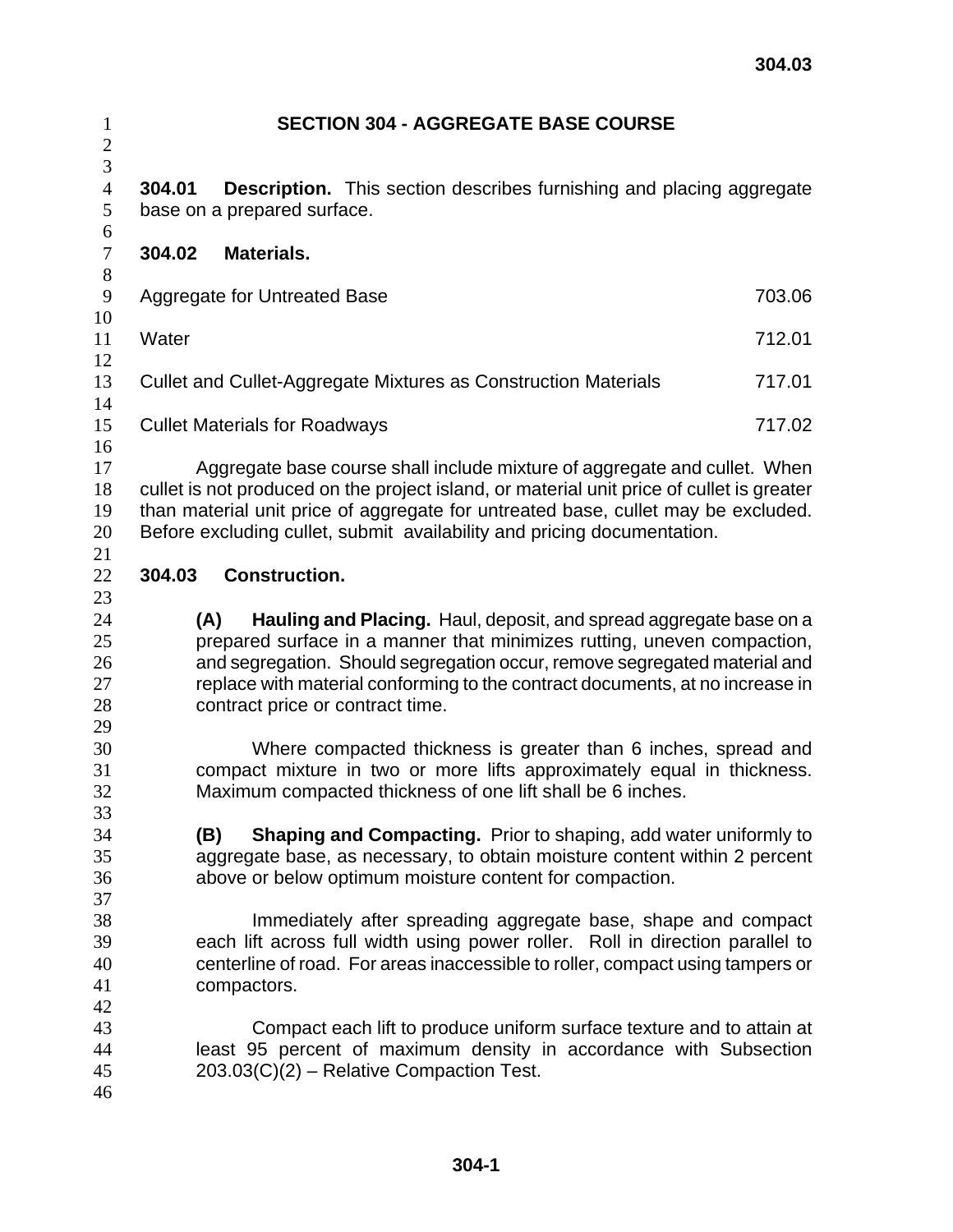# SECTION 304 - AGGREGATE BASE COURSE

**304.01 Description.** This section describes furnishing and placing aggregate base on a prepared surface.

**304.02 Materials.**

| | |
|---|---|
| Aggregate for Untreated Base | 703.06 |
| Water | 712.01 |
| Cullet and Cullet-Aggregate Mixtures as Construction Materials | 717.01 |
| Cullet Materials for Roadways | 717.02 |

Aggregate base course shall include mixture of aggregate and cullet. When cullet is not produced on the project island, or material unit price of cullet is greater than material unit price of aggregate for untreated base, cullet may be excluded. Before excluding cullet, submit availability and pricing documentation.

**304.03 Construction.**

**(A) Hauling and Placing.** Haul, deposit, and spread aggregate base on a prepared surface in a manner that minimizes rutting, uneven compaction, and segregation. Should segregation occur, remove segregated material and replace with material conforming to the contract documents, at no increase in contract price or contract time.

Where compacted thickness is greater than 6 inches, spread and compact mixture in two or more lifts approximately equal in thickness. Maximum compacted thickness of one lift shall be 6 inches.

**(B) Shaping and Compacting.** Prior to shaping, add water uniformly to aggregate base, as necessary, to obtain moisture content within 2 percent above or below optimum moisture content for compaction.

Immediately after spreading aggregate base, shape and compact each lift across full width using power roller. Roll in direction parallel to centerline of road. For areas inaccessible to roller, compact using tampers or compactors.

Compact each lift to produce uniform surface texture and to attain at least 95 percent of maximum density in accordance with Subsection 203.03(C)(2) – Relative Compaction Test.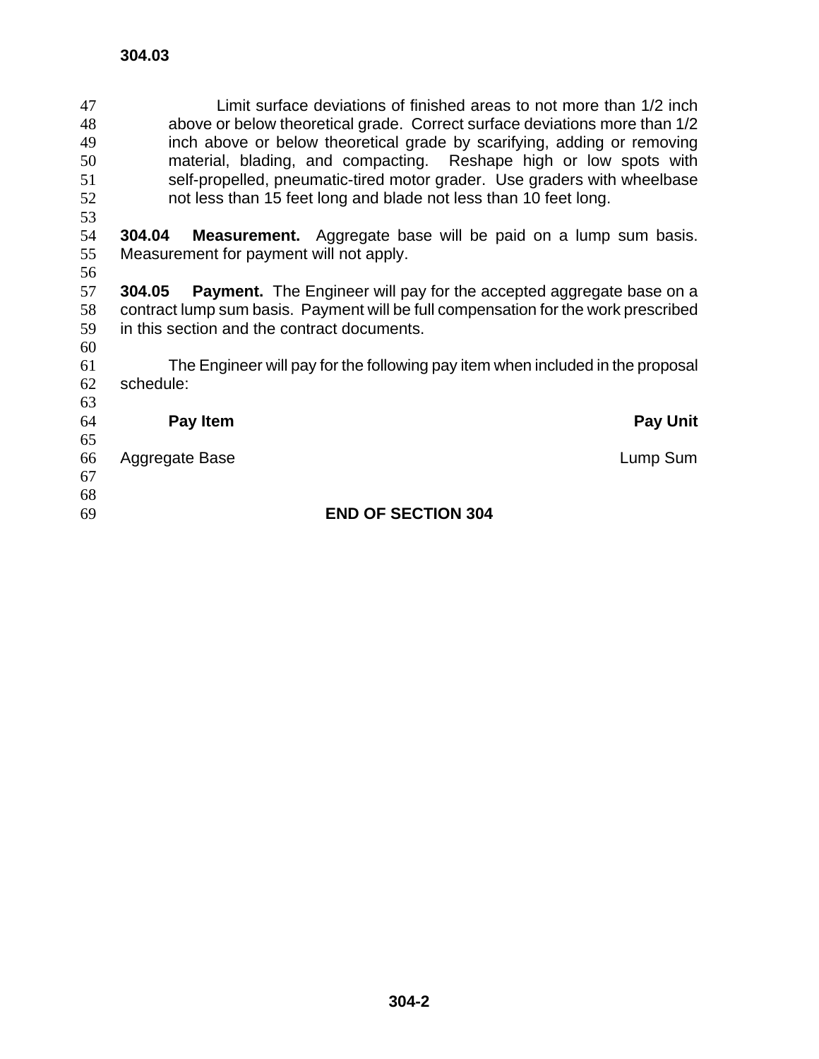Limit surface deviations of finished areas to not more than 1/2 inch above or below theoretical grade. Correct surface deviations more than 1/2 inch above or below theoretical grade by scarifying, adding or removing material, blading, and compacting. Reshape high or low spots with self-propelled, pneumatic-tired motor grader. Use graders with wheelbase not less than 15 feet long and blade not less than 10 feet long.

**304.04 Measurement.** Aggregate base will be paid on a lump sum basis. Measurement for payment will not apply.

**304.05 Payment.** The Engineer will pay for the accepted aggregate base on a contract lump sum basis. Payment will be full compensation for the work prescribed in this section and the contract documents.

The Engineer will pay for the following pay item when included in the proposal schedule:

| Pay Item | Pay Unit |
|---|---|
| Aggregate Base | Lump Sum |

**END OF SECTION 304**